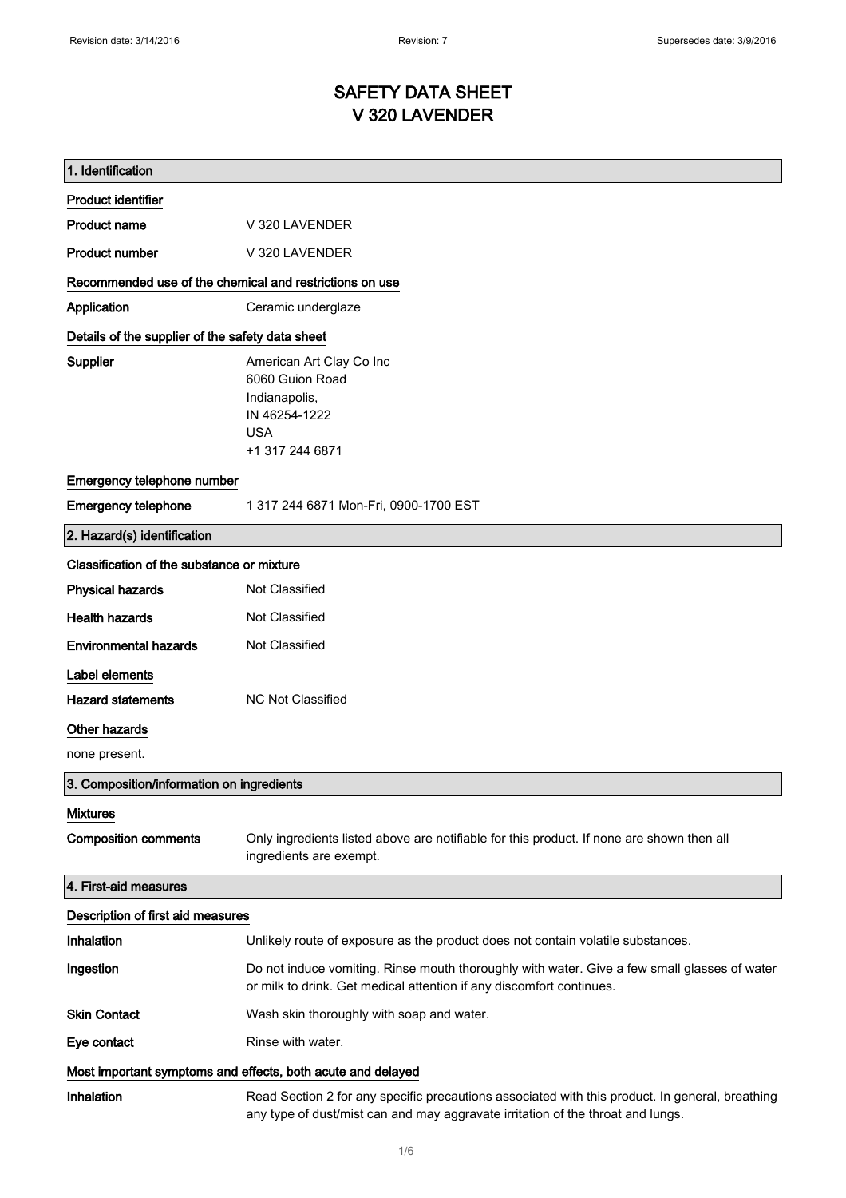Revision date: 3/14/2016 | Revision: 7 | Supersedes date: 3/9/2016

# SAFETY DATA SHEET
# V 320 LAVENDER

## 1. Identification

**Product identifier**

**Product name** V 320 LAVENDER

**Product number** V 320 LAVENDER

**Recommended use of the chemical and restrictions on use**

**Application** Ceramic underglaze

**Details of the supplier of the safety data sheet**

**Supplier**
American Art Clay Co Inc
6060 Guion Road
Indianapolis,
IN 46254-1222
USA
+1 317 244 6871

**Emergency telephone number**

**Emergency telephone** 1 317 244 6871 Mon-Fri, 0900-1700 EST

## 2. Hazard(s) identification

**Classification of the substance or mixture**

**Physical hazards** Not Classified

**Health hazards** Not Classified

**Environmental hazards** Not Classified

**Label elements**

**Hazard statements** NC Not Classified

**Other hazards**

none present.

## 3. Composition/information on ingredients

**Mixtures**

**Composition comments** Only ingredients listed above are notifiable for this product. If none are shown then all ingredients are exempt.

## 4. First-aid measures

**Description of first aid measures**

**Inhalation** Unlikely route of exposure as the product does not contain volatile substances.

**Ingestion** Do not induce vomiting. Rinse mouth thoroughly with water. Give a few small glasses of water or milk to drink. Get medical attention if any discomfort continues.

**Skin Contact** Wash skin thoroughly with soap and water.

**Eye contact** Rinse with water.

**Most important symptoms and effects, both acute and delayed**

**Inhalation** Read Section 2 for any specific precautions associated with this product. In general, breathing any type of dust/mist can and may aggravate irritation of the throat and lungs.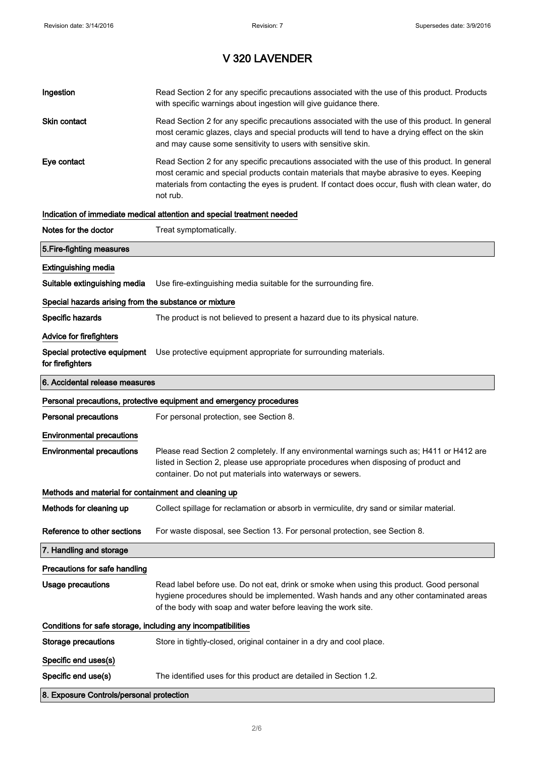# V 320 LAVENDER

| | |
|---|---|
| **Ingestion** | Read Section 2 for any specific precautions associated with the use of this product. Products with specific warnings about ingestion will give guidance there. |
| **Skin contact** | Read Section 2 for any specific precautions associated with the use of this product. In general most ceramic glazes, clays and special products will tend to have a drying effect on the skin and may cause some sensitivity to users with sensitive skin. |
| **Eye contact** | Read Section 2 for any specific precautions associated with the use of this product. In general most ceramic and special products contain materials that maybe abrasive to eyes. Keeping materials from contacting the eyes is prudent. If contact does occur, flush with clean water, do not rub. |

**Indication of immediate medical attention and special treatment needed**

| | |
|---|---|
| **Notes for the doctor** | Treat symptomatically. |

## 5.Fire-fighting measures

**Extinguishing media**

| | |
|---|---|
| **Suitable extinguishing media** | Use fire-extinguishing media suitable for the surrounding fire. |

**Special hazards arising from the substance or mixture**

| | |
|---|---|
| **Specific hazards** | The product is not believed to present a hazard due to its physical nature. |

**Advice for firefighters**

| | |
|---|---|
| **Special protective equipment for firefighters** | Use protective equipment appropriate for surrounding materials. |

## 6. Accidental release measures

**Personal precautions, protective equipment and emergency procedures**

| | |
|---|---|
| **Personal precautions** | For personal protection, see Section 8. |

**Environmental precautions**

| | |
|---|---|
| **Environmental precautions** | Please read Section 2 completely. If any environmental warnings such as; H411 or H412 are listed in Section 2, please use appropriate procedures when disposing of product and container. Do not put materials into waterways or sewers. |

**Methods and material for containment and cleaning up**

| | |
|---|---|
| **Methods for cleaning up** | Collect spillage for reclamation or absorb in vermiculite, dry sand or similar material. |
| **Reference to other sections** | For waste disposal, see Section 13. For personal protection, see Section 8. |

## 7. Handling and storage

**Precautions for safe handling**

| | |
|---|---|
| **Usage precautions** | Read label before use. Do not eat, drink or smoke when using this product. Good personal hygiene procedures should be implemented. Wash hands and any other contaminated areas of the body with soap and water before leaving the work site. |

**Conditions for safe storage, including any incompatibilities**

| | |
|---|---|
| **Storage precautions** | Store in tightly-closed, original container in a dry and cool place. |

**Specific end uses(s)**

| | |
|---|---|
| **Specific end use(s)** | The identified uses for this product are detailed in Section 1.2. |

## 8. Exposure Controls/personal protection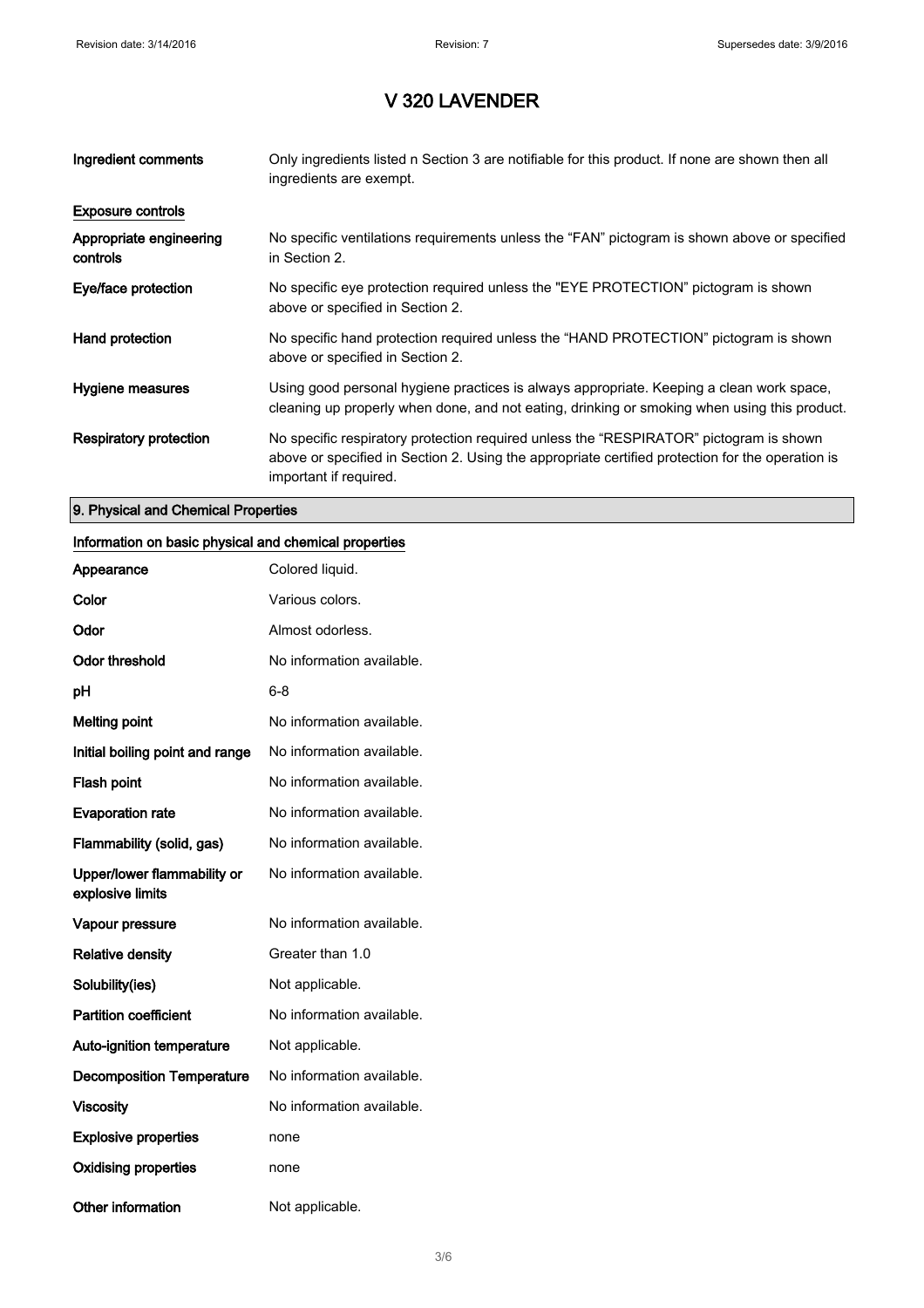# V 320 LAVENDER

| | |
|---|---|
| **Ingredient comments** | Only ingredients listed n Section 3 are notifiable for this product. If none are shown then all ingredients are exempt. |

**Exposure controls**

| | |
|---|---|
| **Appropriate engineering controls** | No specific ventilations requirements unless the “FAN” pictogram is shown above or specified in Section 2. |
| **Eye/face protection** | No specific eye protection required unless the "EYE PROTECTION" pictogram is shown above or specified in Section 2. |
| **Hand protection** | No specific hand protection required unless the “HAND PROTECTION” pictogram is shown above or specified in Section 2. |
| **Hygiene measures** | Using good personal hygiene practices is always appropriate. Keeping a clean work space, cleaning up properly when done, and not eating, drinking or smoking when using this product. |
| **Respiratory protection** | No specific respiratory protection required unless the “RESPIRATOR” pictogram is shown above or specified in Section 2. Using the appropriate certified protection for the operation is important if required. |

## 9. Physical and Chemical Properties

**Information on basic physical and chemical properties**

| | |
|---|---|
| **Appearance** | Colored liquid. |
| **Color** | Various colors. |
| **Odor** | Almost odorless. |
| **Odor threshold** | No information available. |
| **pH** | 6-8 |
| **Melting point** | No information available. |
| **Initial boiling point and range** | No information available. |
| **Flash point** | No information available. |
| **Evaporation rate** | No information available. |
| **Flammability (solid, gas)** | No information available. |
| **Upper/lower flammability or explosive limits** | No information available. |
| **Vapour pressure** | No information available. |
| **Relative density** | Greater than 1.0 |
| **Solubility(ies)** | Not applicable. |
| **Partition coefficient** | No information available. |
| **Auto-ignition temperature** | Not applicable. |
| **Decomposition Temperature** | No information available. |
| **Viscosity** | No information available. |
| **Explosive properties** | none |
| **Oxidising properties** | none |
| **Other information** | Not applicable. |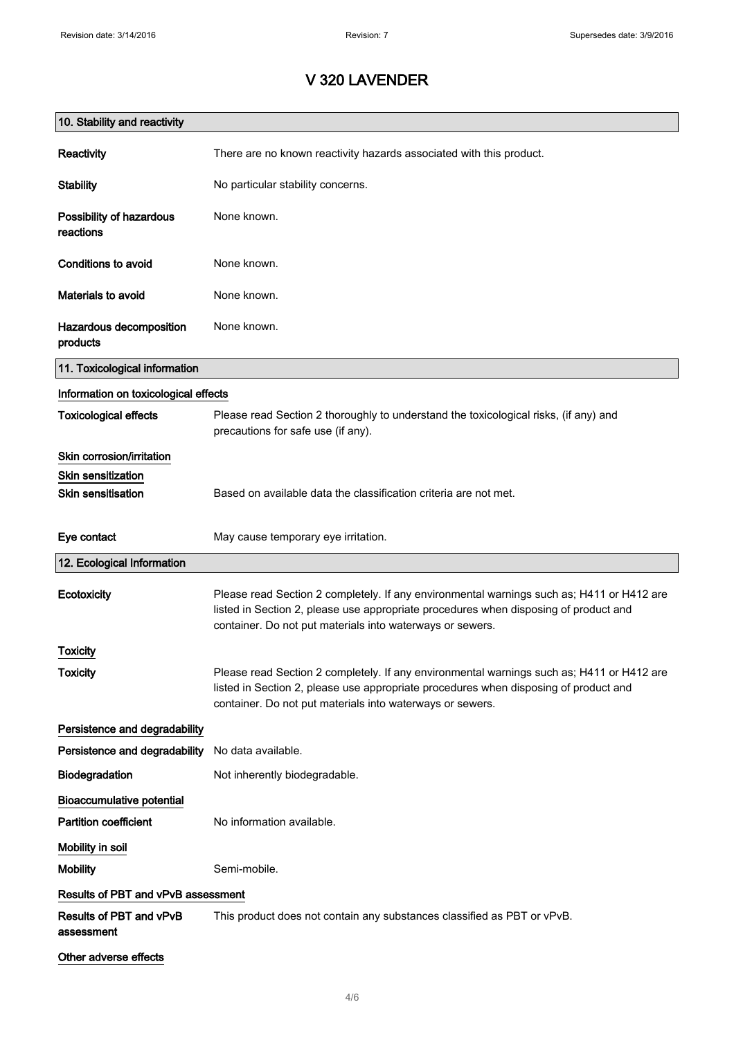# V 320 LAVENDER

## 10. Stability and reactivity

**Reactivity** There are no known reactivity hazards associated with this product.

**Stability** No particular stability concerns.

**Possibility of hazardous reactions** None known.

**Conditions to avoid** None known.

**Materials to avoid** None known.

**Hazardous decomposition products** None known.

## 11. Toxicological information

### Information on toxicological effects

**Toxicological effects** Please read Section 2 thoroughly to understand the toxicological risks, (if any) and precautions for safe use (if any).

### Skin corrosion/irritation

### Skin sensitization

**Skin sensitisation** Based on available data the classification criteria are not met.

**Eye contact** May cause temporary eye irritation.

## 12. Ecological Information

**Ecotoxicity** Please read Section 2 completely. If any environmental warnings such as; H411 or H412 are listed in Section 2, please use appropriate procedures when disposing of product and container. Do not put materials into waterways or sewers.

### Toxicity

**Toxicity** Please read Section 2 completely. If any environmental warnings such as; H411 or H412 are listed in Section 2, please use appropriate procedures when disposing of product and container. Do not put materials into waterways or sewers.

### Persistence and degradability

**Persistence and degradability** No data available.

**Biodegradation** Not inherently biodegradable.

### Bioaccumulative potential

**Partition coefficient** No information available.

### Mobility in soil

**Mobility** Semi-mobile.

### Results of PBT and vPvB assessment

**Results of PBT and vPvB assessment** This product does not contain any substances classified as PBT or vPvB.

### Other adverse effects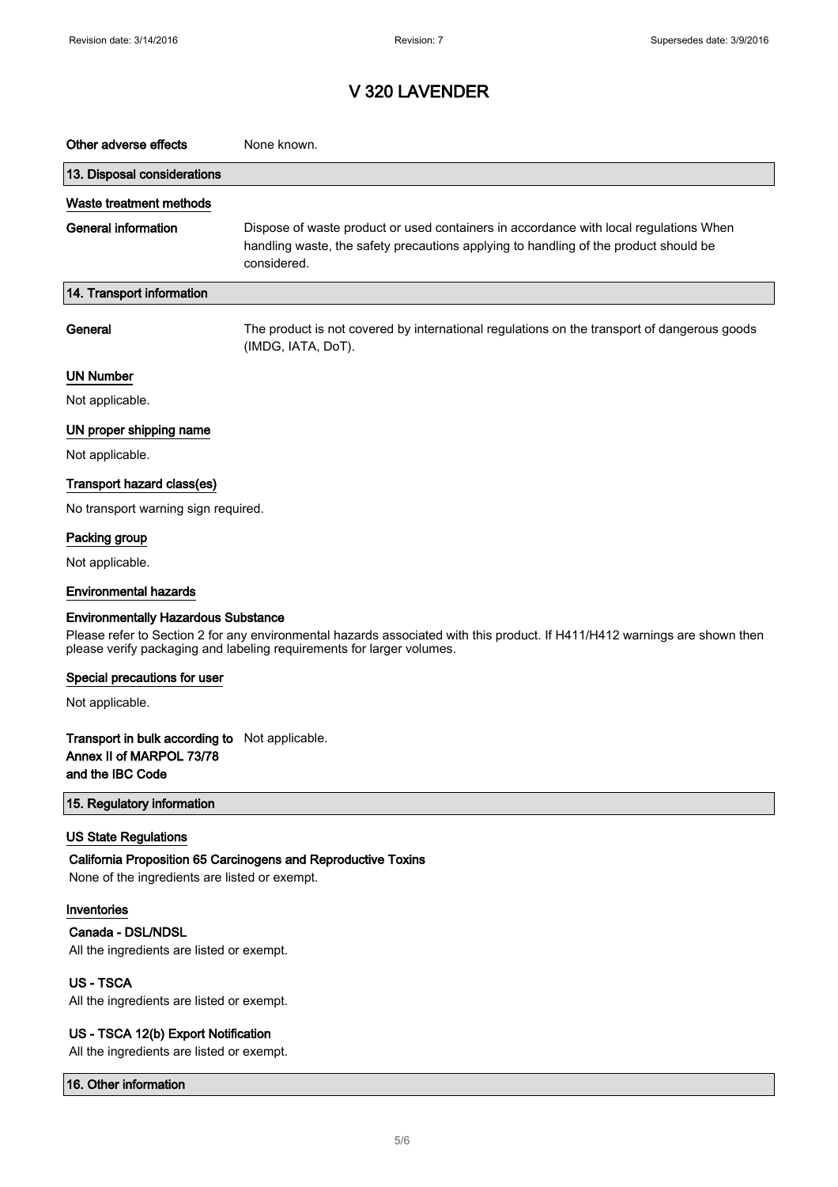# V 320 LAVENDER

**Other adverse effects** None known.

## 13. Disposal considerations

### Waste treatment methods

**General information** Dispose of waste product or used containers in accordance with local regulations When handling waste, the safety precautions applying to handling of the product should be considered.

## 14. Transport information

**General** The product is not covered by international regulations on the transport of dangerous goods (IMDG, IATA, DoT).

### UN Number

Not applicable.

### UN proper shipping name

Not applicable.

### Transport hazard class(es)

No transport warning sign required.

### Packing group

Not applicable.

### Environmental hazards

**Environmentally Hazardous Substance**

Please refer to Section 2 for any environmental hazards associated with this product. If H411/H412 warnings are shown then please verify packaging and labeling requirements for larger volumes.

### Special precautions for user

Not applicable.

**Transport in bulk according to Annex II of MARPOL 73/78 and the IBC Code** Not applicable.

## 15. Regulatory information

### US State Regulations

**California Proposition 65 Carcinogens and Reproductive Toxins**

None of the ingredients are listed or exempt.

### Inventories

**Canada - DSL/NDSL**

All the ingredients are listed or exempt.

**US - TSCA**

All the ingredients are listed or exempt.

**US - TSCA 12(b) Export Notification**

All the ingredients are listed or exempt.

## 16. Other information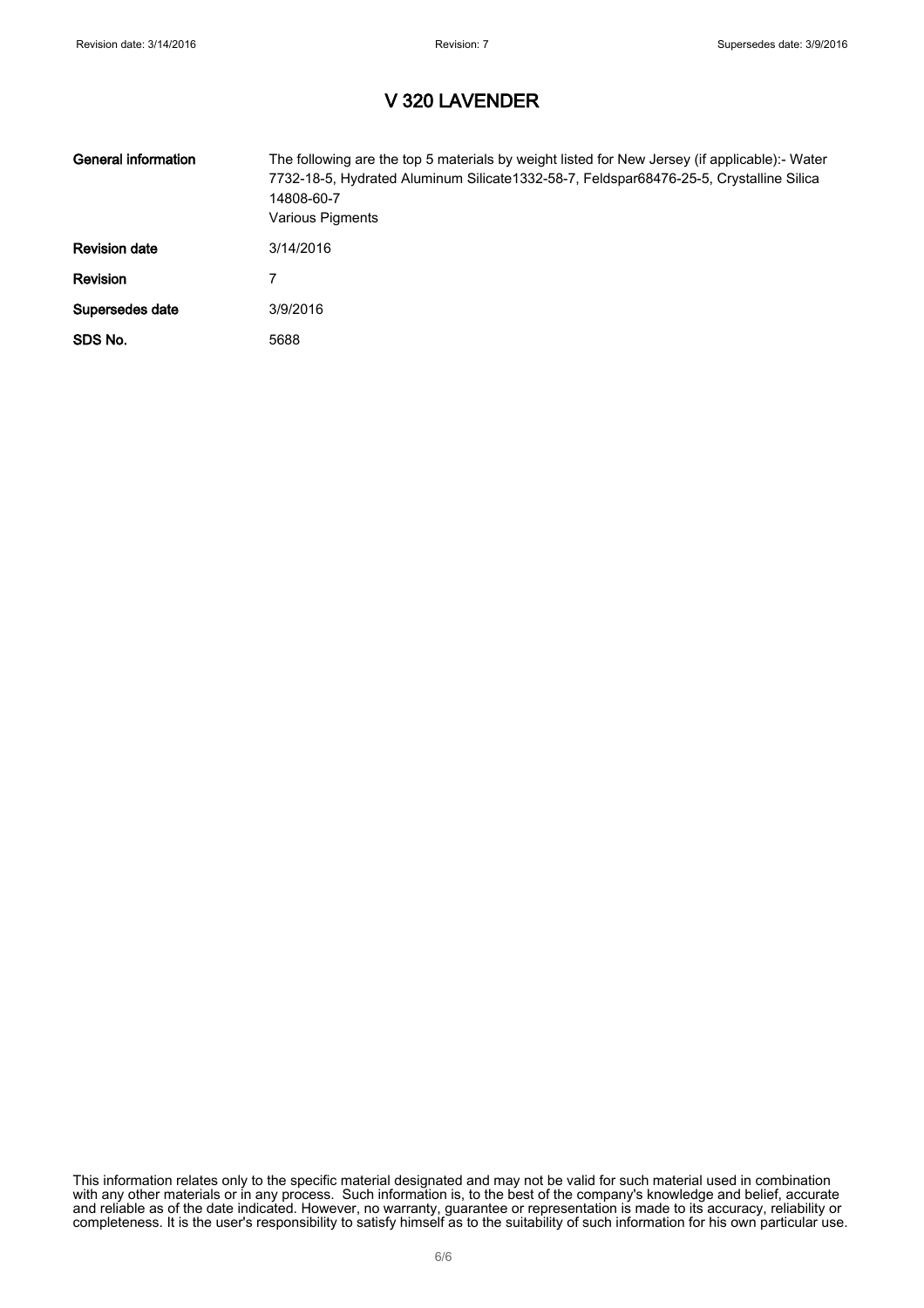# V 320 LAVENDER

| | |
|---|---|
| **General information** | The following are the top 5 materials by weight listed for New Jersey (if applicable):- Water 7732-18-5, Hydrated Aluminum Silicate1332-58-7, Feldspar68476-25-5, Crystalline Silica 14808-60-7<br>Various Pigments |
| **Revision date** | 3/14/2016 |
| **Revision** | 7 |
| **Supersedes date** | 3/9/2016 |
| **SDS No.** | 5688 |

This information relates only to the specific material designated and may not be valid for such material used in combination with any other materials or in any process. Such information is, to the best of the company's knowledge and belief, accurate and reliable as of the date indicated. However, no warranty, guarantee or representation is made to its accuracy, reliability or completeness. It is the user's responsibility to satisfy himself as to the suitability of such information for his own particular use.